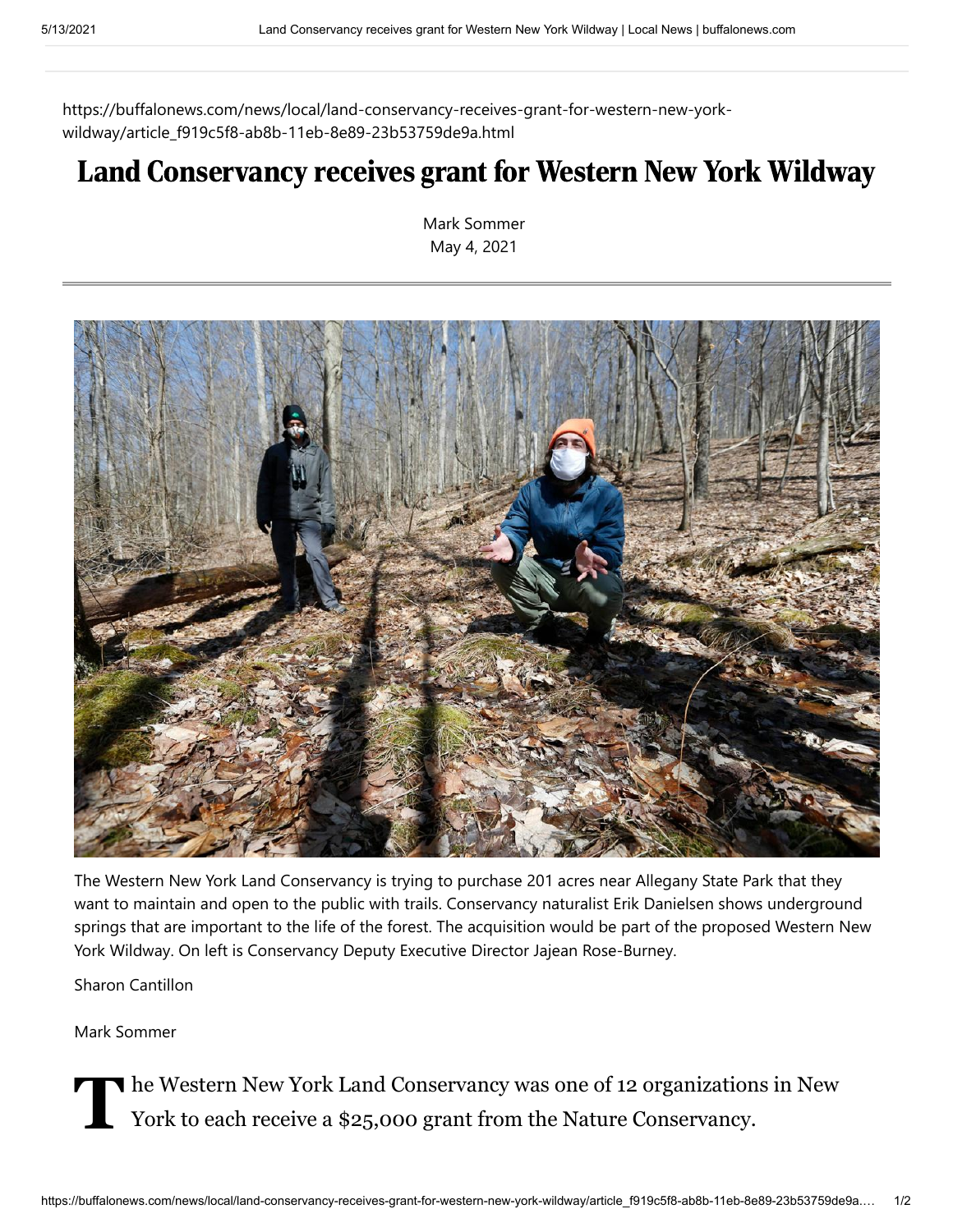https://buffalonews.com/news/local/land-conservancy-receives-grant-for-western-new-york-wildway/article_f919c5f8-ab8b-11eb-8e89-23b53759de9a.html

# Land Conservancy receives grant for Western New York Wildway

Mark Sommer
May 4, 2021

The Western New York Land Conservancy is trying to purchase 201 acres near Allegany State Park that they want to maintain and open to the public with trails. Conservancy naturalist Erik Danielsen shows underground springs that are important to the life of the forest. The acquisition would be part of the proposed Western New York Wildway. On left is Conservancy Deputy Executive Director Jajean Rose-Burney.

Sharon Cantillon

Mark Sommer

The Western New York Land Conservancy was one of 12 organizations in New York to each receive a $25,000 grant from the Nature Conservancy.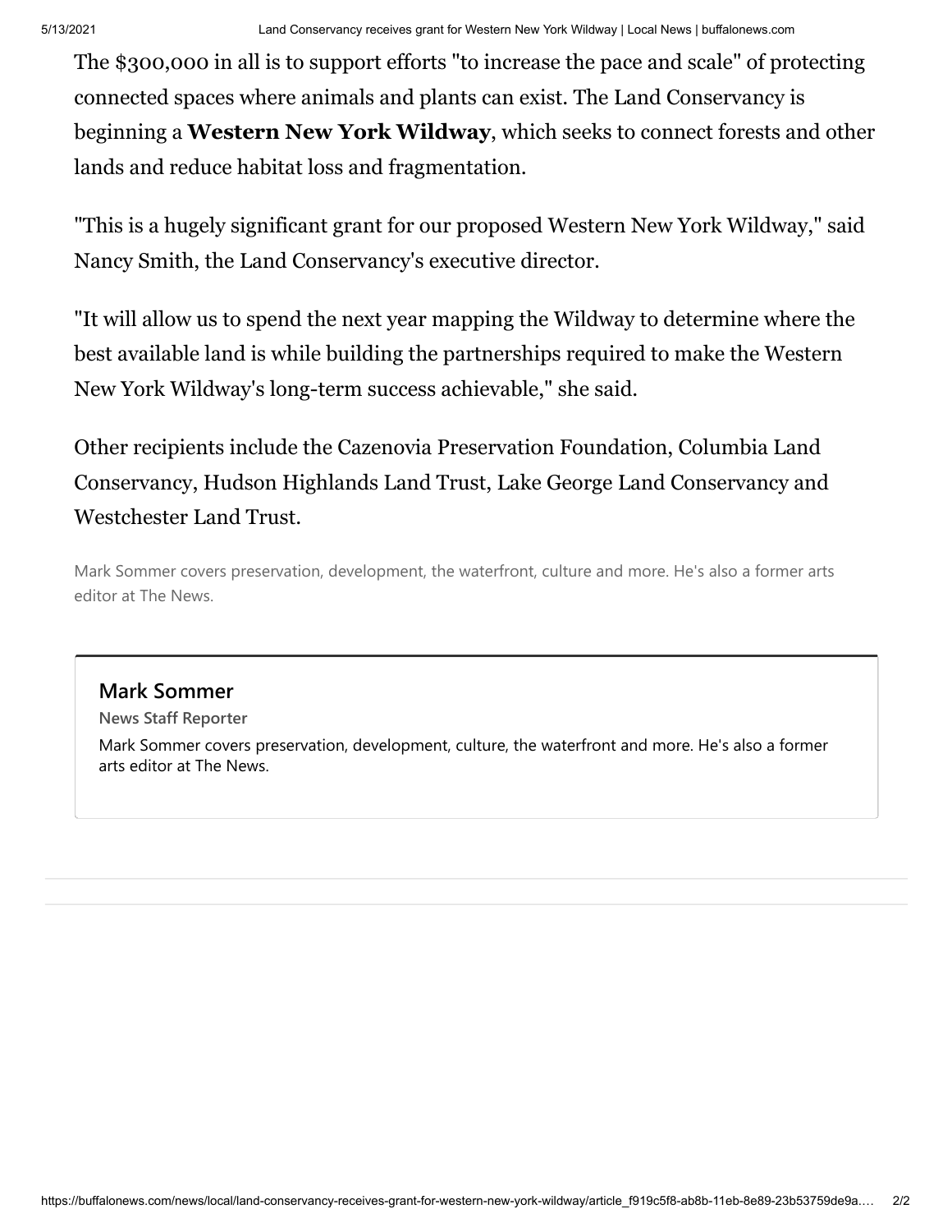The $300,000 in all is to support efforts "to increase the pace and scale" of protecting connected spaces where animals and plants can exist. The Land Conservancy is beginning a **Western New York Wildway**, which seeks to connect forests and other lands and reduce habitat loss and fragmentation.

"This is a hugely significant grant for our proposed Western New York Wildway," said Nancy Smith, the Land Conservancy's executive director.

"It will allow us to spend the next year mapping the Wildway to determine where the best available land is while building the partnerships required to make the Western New York Wildway's long-term success achievable," she said.

Other recipients include the Cazenovia Preservation Foundation, Columbia Land Conservancy, Hudson Highlands Land Trust, Lake George Land Conservancy and Westchester Land Trust.

Mark Sommer covers preservation, development, the waterfront, culture and more. He's also a former arts editor at The News.

**Mark Sommer**

**News Staff Reporter**

Mark Sommer covers preservation, development, culture, the waterfront and more. He's also a former arts editor at The News.